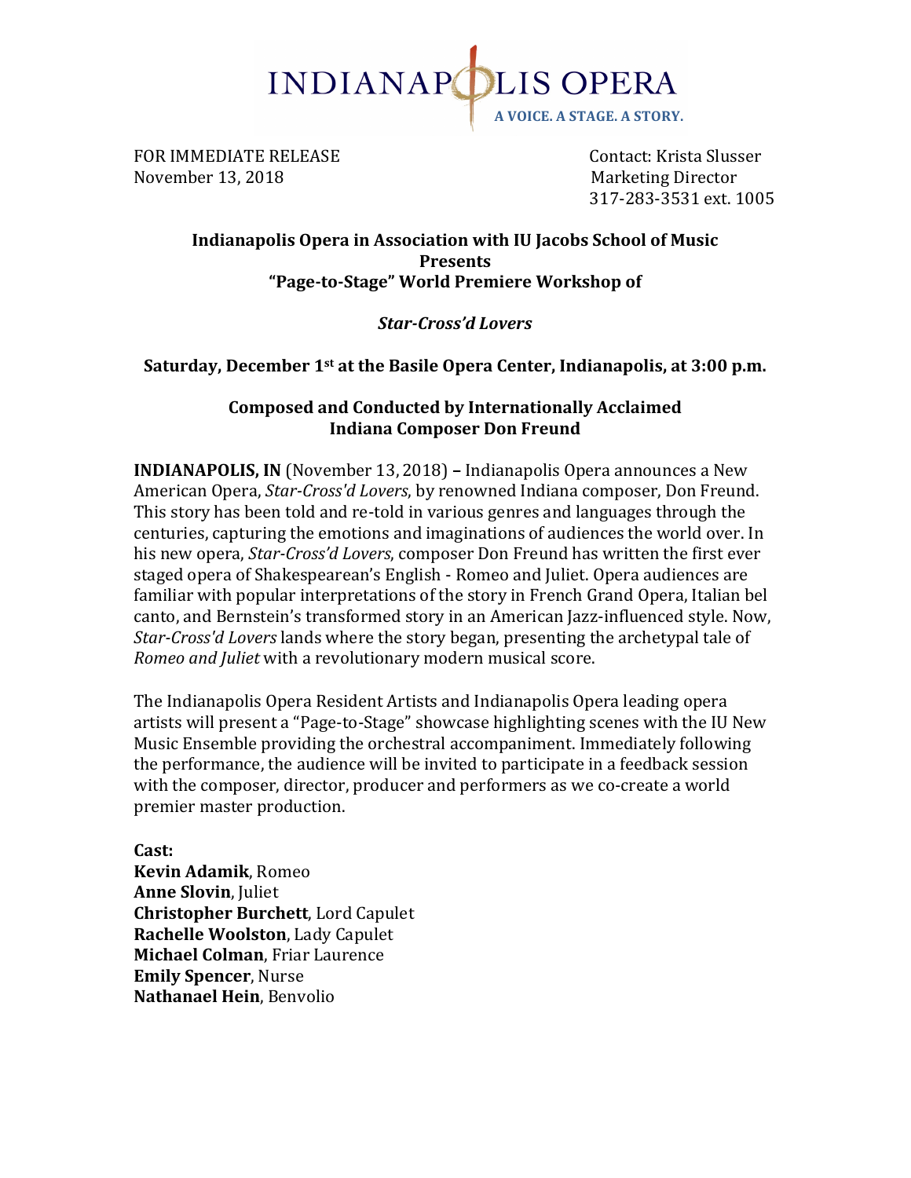INDIANAPOLIS OPERA

A VOICE. A STAGE. A STORY.

FOR IMMEDIATE RELEASE
November 13, 2018

Contact: Krista Slusser
Marketing Director
317-283-3531 ext. 1005

**Indianapolis Opera in Association with IU Jacobs School of Music Presents "Page-to-Stage" World Premiere Workshop of**

***Star-Cross'd Lovers***

**Saturday, December 1st at the Basile Opera Center, Indianapolis, at 3:00 p.m.**

**Composed and Conducted by Internationally Acclaimed Indiana Composer Don Freund**

**INDIANAPOLIS, IN** (November 13, 2018) **–** Indianapolis Opera announces a New American Opera, *Star-Cross'd Lovers*, by renowned Indiana composer, Don Freund. This story has been told and re-told in various genres and languages through the centuries, capturing the emotions and imaginations of audiences the world over. In his new opera, *Star-Cross'd Lovers*, composer Don Freund has written the first ever staged opera of Shakespearean's English - Romeo and Juliet. Opera audiences are familiar with popular interpretations of the story in French Grand Opera, Italian bel canto, and Bernstein's transformed story in an American Jazz-influenced style. Now, *Star-Cross'd Lovers* lands where the story began, presenting the archetypal tale of *Romeo and Juliet* with a revolutionary modern musical score.

The Indianapolis Opera Resident Artists and Indianapolis Opera leading opera artists will present a "Page-to-Stage" showcase highlighting scenes with the IU New Music Ensemble providing the orchestral accompaniment. Immediately following the performance, the audience will be invited to participate in a feedback session with the composer, director, producer and performers as we co-create a world premier master production.

**Cast:**
**Kevin Adamik**, Romeo
**Anne Slovin**, Juliet
**Christopher Burchett**, Lord Capulet
**Rachelle Woolston**, Lady Capulet
**Michael Colman**, Friar Laurence
**Emily Spencer**, Nurse
**Nathanael Hein**, Benvolio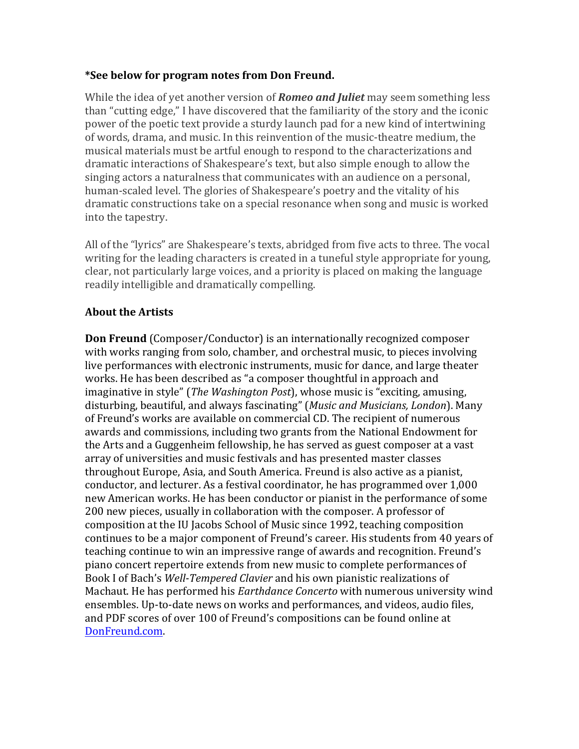**\*See below for program notes from Don Freund.**

While the idea of yet another version of ***Romeo and Juliet*** may seem something less than "cutting edge," I have discovered that the familiarity of the story and the iconic power of the poetic text provide a sturdy launch pad for a new kind of intertwining of words, drama, and music. In this reinvention of the music-theatre medium, the musical materials must be artful enough to respond to the characterizations and dramatic interactions of Shakespeare's text, but also simple enough to allow the singing actors a naturalness that communicates with an audience on a personal, human-scaled level. The glories of Shakespeare's poetry and the vitality of his dramatic constructions take on a special resonance when song and music is worked into the tapestry.

All of the "lyrics" are Shakespeare's texts, abridged from five acts to three. The vocal writing for the leading characters is created in a tuneful style appropriate for young, clear, not particularly large voices, and a priority is placed on making the language readily intelligible and dramatically compelling.

**About the Artists**

**Don Freund** (Composer/Conductor) is an internationally recognized composer with works ranging from solo, chamber, and orchestral music, to pieces involving live performances with electronic instruments, music for dance, and large theater works. He has been described as "a composer thoughtful in approach and imaginative in style" (*The Washington Post*), whose music is "exciting, amusing, disturbing, beautiful, and always fascinating" (*Music and Musicians, London*). Many of Freund's works are available on commercial CD. The recipient of numerous awards and commissions, including two grants from the National Endowment for the Arts and a Guggenheim fellowship, he has served as guest composer at a vast array of universities and music festivals and has presented master classes throughout Europe, Asia, and South America. Freund is also active as a pianist, conductor, and lecturer. As a festival coordinator, he has programmed over 1,000 new American works. He has been conductor or pianist in the performance of some 200 new pieces, usually in collaboration with the composer. A professor of composition at the IU Jacobs School of Music since 1992, teaching composition continues to be a major component of Freund's career. His students from 40 years of teaching continue to win an impressive range of awards and recognition. Freund's piano concert repertoire extends from new music to complete performances of Book I of Bach's *Well-Tempered Clavier* and his own pianistic realizations of Machaut. He has performed his *Earthdance Concerto* with numerous university wind ensembles. Up-to-date news on works and performances, and videos, audio files, and PDF scores of over 100 of Freund's compositions can be found online at [DonFreund.com](http://DonFreund.com).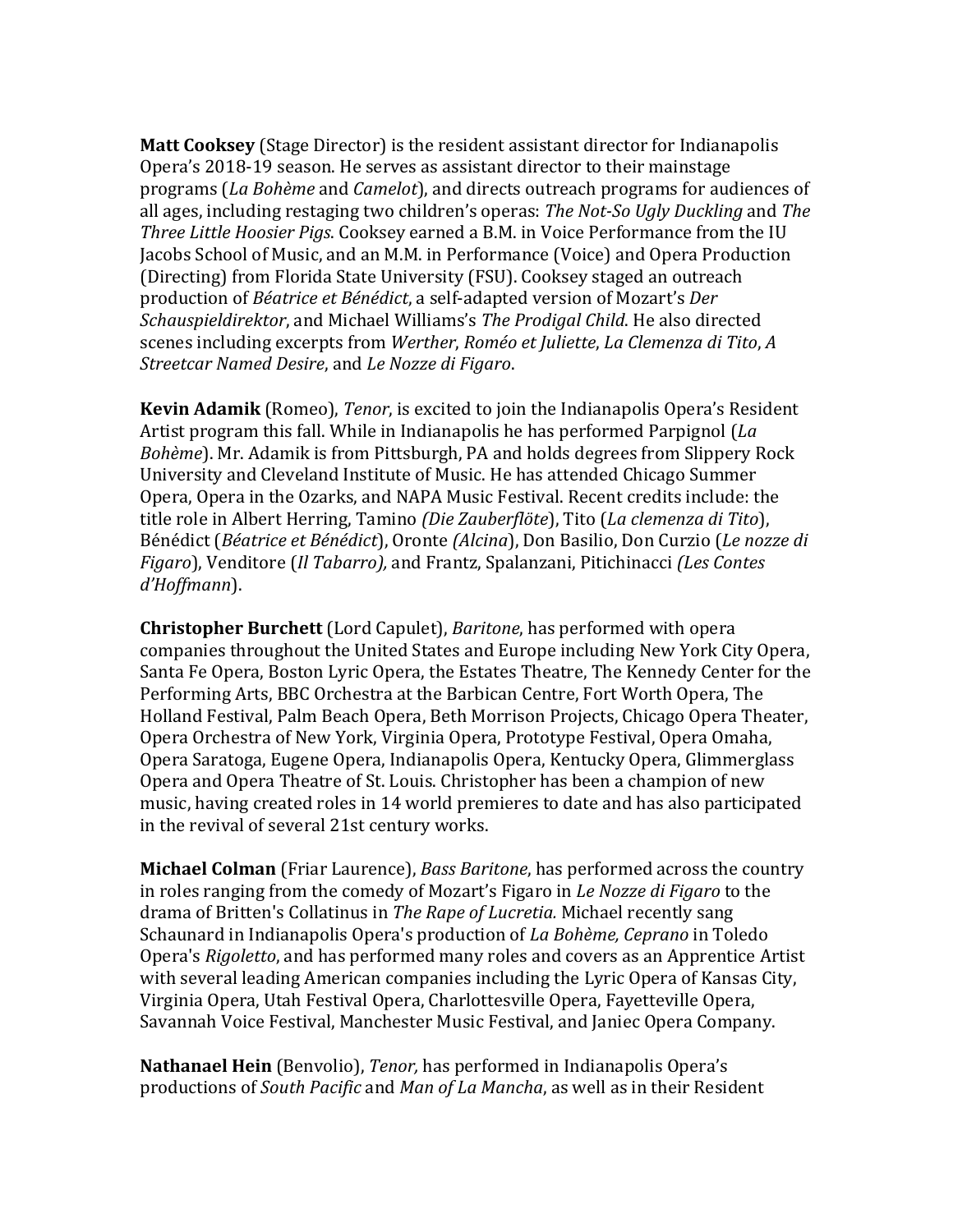**Matt Cooksey** (Stage Director) is the resident assistant director for Indianapolis Opera's 2018-19 season. He serves as assistant director to their mainstage programs (*La Bohème* and *Camelot*), and directs outreach programs for audiences of all ages, including restaging two children's operas: *The Not-So Ugly Duckling* and *The Three Little Hoosier Pigs*. Cooksey earned a B.M. in Voice Performance from the IU Jacobs School of Music, and an M.M. in Performance (Voice) and Opera Production (Directing) from Florida State University (FSU). Cooksey staged an outreach production of *Béatrice et Bénédict*, a self-adapted version of Mozart's *Der Schauspieldirektor*, and Michael Williams's *The Prodigal Child*. He also directed scenes including excerpts from *Werther*, *Roméo et Juliette*, *La Clemenza di Tito*, *A Streetcar Named Desire*, and *Le Nozze di Figaro*.

**Kevin Adamik** (Romeo), *Tenor*, is excited to join the Indianapolis Opera's Resident Artist program this fall. While in Indianapolis he has performed Parpignol (*La Bohème*). Mr. Adamik is from Pittsburgh, PA and holds degrees from Slippery Rock University and Cleveland Institute of Music. He has attended Chicago Summer Opera, Opera in the Ozarks, and NAPA Music Festival. Recent credits include: the title role in Albert Herring, Tamino *(Die Zauberflöte*), Tito (*La clemenza di Tito*), Bénédict (*Béatrice et Bénédict*), Oronte *(Alcina*), Don Basilio, Don Curzio (*Le nozze di Figaro*), Venditore (*Il Tabarro),* and Frantz, Spalanzani, Pitichinacci *(Les Contes d'Hoffmann*).

**Christopher Burchett** (Lord Capulet), *Baritone*, has performed with opera companies throughout the United States and Europe including New York City Opera, Santa Fe Opera, Boston Lyric Opera, the Estates Theatre, The Kennedy Center for the Performing Arts, BBC Orchestra at the Barbican Centre, Fort Worth Opera, The Holland Festival, Palm Beach Opera, Beth Morrison Projects, Chicago Opera Theater, Opera Orchestra of New York, Virginia Opera, Prototype Festival, Opera Omaha, Opera Saratoga, Eugene Opera, Indianapolis Opera, Kentucky Opera, Glimmerglass Opera and Opera Theatre of St. Louis. Christopher has been a champion of new music, having created roles in 14 world premieres to date and has also participated in the revival of several 21st century works.

**Michael Colman** (Friar Laurence), *Bass Baritone*, has performed across the country in roles ranging from the comedy of Mozart's Figaro in *Le Nozze di Figaro* to the drama of Britten's Collatinus in *The Rape of Lucretia.* Michael recently sang Schaunard in Indianapolis Opera's production of *La Bohème, Ceprano* in Toledo Opera's *Rigoletto*, and has performed many roles and covers as an Apprentice Artist with several leading American companies including the Lyric Opera of Kansas City, Virginia Opera, Utah Festival Opera, Charlottesville Opera, Fayetteville Opera, Savannah Voice Festival, Manchester Music Festival, and Janiec Opera Company.

**Nathanael Hein** (Benvolio), *Tenor,* has performed in Indianapolis Opera's productions of *South Pacific* and *Man of La Mancha*, as well as in their Resident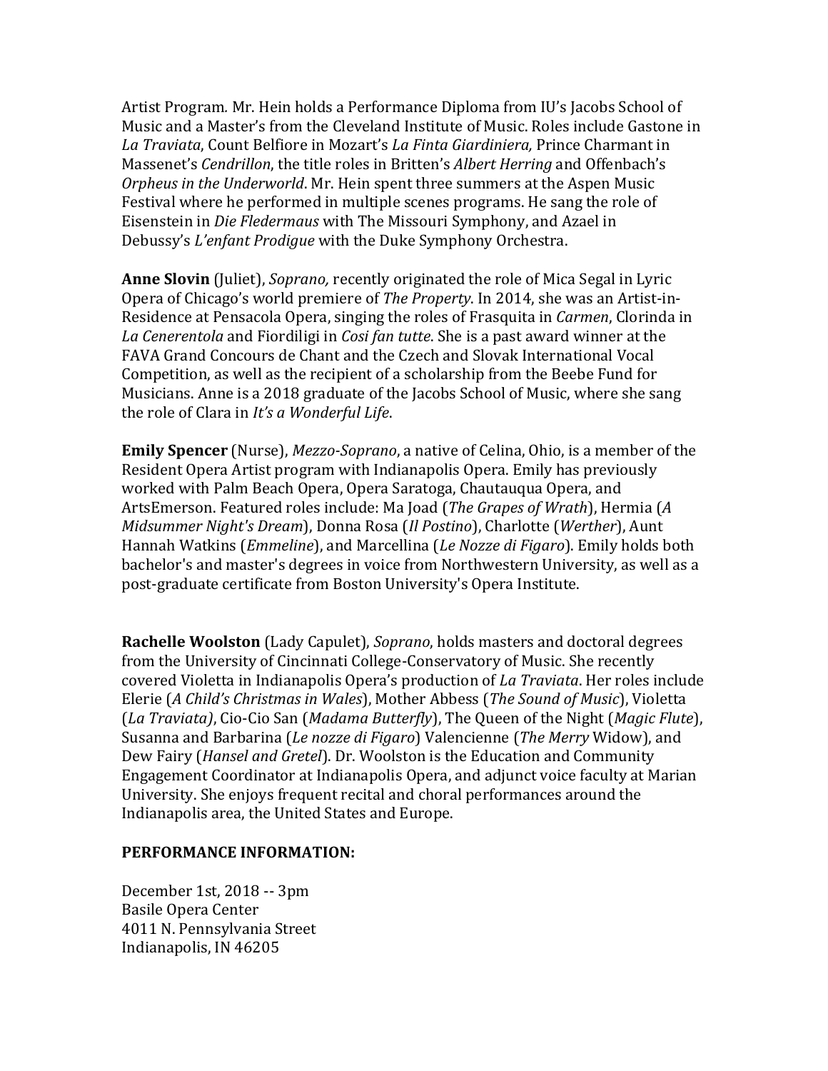Artist Program*.* Mr. Hein holds a Performance Diploma from IU's Jacobs School of Music and a Master's from the Cleveland Institute of Music. Roles include Gastone in *La Traviata*, Count Belfiore in Mozart's *La Finta Giardiniera,* Prince Charmant in Massenet's *Cendrillon*, the title roles in Britten's *Albert Herring* and Offenbach's *Orpheus in the Underworld*. Mr. Hein spent three summers at the Aspen Music Festival where he performed in multiple scenes programs. He sang the role of Eisenstein in *Die Fledermaus* with The Missouri Symphony, and Azael in Debussy's *L'enfant Prodigue* with the Duke Symphony Orchestra.

**Anne Slovin** (Juliet), *Soprano,* recently originated the role of Mica Segal in Lyric Opera of Chicago's world premiere of *The Property*. In 2014, she was an Artist-in-Residence at Pensacola Opera, singing the roles of Frasquita in *Carmen*, Clorinda in *La Cenerentola* and Fiordiligi in *Cosi fan tutte*. She is a past award winner at the FAVA Grand Concours de Chant and the Czech and Slovak International Vocal Competition, as well as the recipient of a scholarship from the Beebe Fund for Musicians. Anne is a 2018 graduate of the Jacobs School of Music, where she sang the role of Clara in *It's a Wonderful Life*.

**Emily Spencer** (Nurse), *Mezzo-Soprano*, a native of Celina, Ohio, is a member of the Resident Opera Artist program with Indianapolis Opera. Emily has previously worked with Palm Beach Opera, Opera Saratoga, Chautauqua Opera, and ArtsEmerson. Featured roles include: Ma Joad (*The Grapes of Wrath*), Hermia (*A Midsummer Night's Dream*), Donna Rosa (*Il Postino*), Charlotte (*Werther*), Aunt Hannah Watkins (*Emmeline*), and Marcellina (*Le Nozze di Figaro*). Emily holds both bachelor's and master's degrees in voice from Northwestern University, as well as a post-graduate certificate from Boston University's Opera Institute.

**Rachelle Woolston** (Lady Capulet), *Soprano*, holds masters and doctoral degrees from the University of Cincinnati College-Conservatory of Music. She recently covered Violetta in Indianapolis Opera's production of *La Traviata*. Her roles include Elerie (*A Child's Christmas in Wales*), Mother Abbess (*The Sound of Music*), Violetta (*La Traviata)*, Cio-Cio San (*Madama Butterfly*), The Queen of the Night (*Magic Flute*), Susanna and Barbarina (*Le nozze di Figaro*) Valencienne (*The Merry* Widow), and Dew Fairy (*Hansel and Gretel*). Dr. Woolston is the Education and Community Engagement Coordinator at Indianapolis Opera, and adjunct voice faculty at Marian University. She enjoys frequent recital and choral performances around the Indianapolis area, the United States and Europe.

**PERFORMANCE INFORMATION:**

December 1st, 2018 -- 3pm
Basile Opera Center
4011 N. Pennsylvania Street
Indianapolis, IN 46205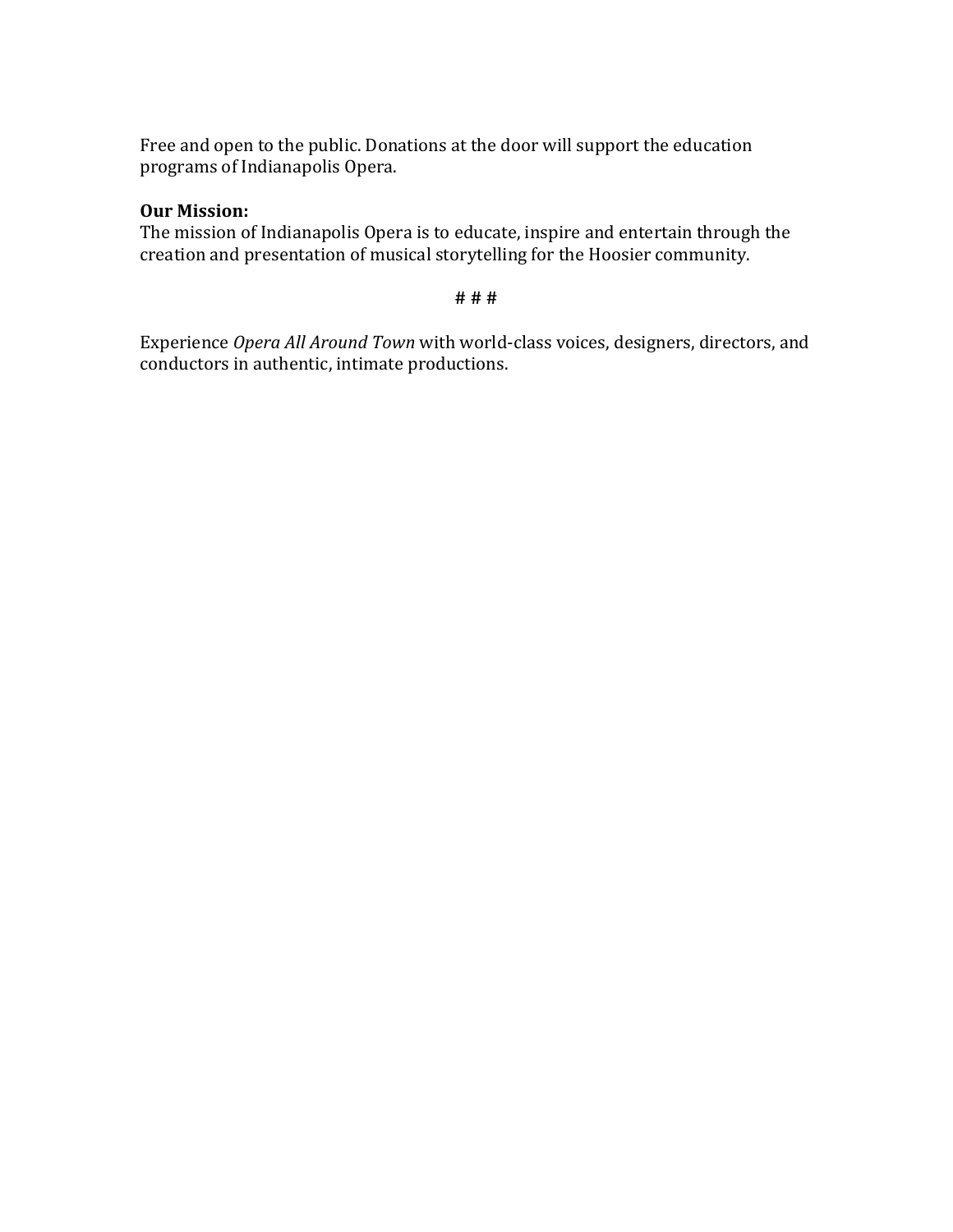Free and open to the public. Donations at the door will support the education programs of Indianapolis Opera.

**Our Mission:**
The mission of Indianapolis Opera is to educate, inspire and entertain through the creation and presentation of musical storytelling for the Hoosier community.

# # #

Experience *Opera All Around Town* with world-class voices, designers, directors, and conductors in authentic, intimate productions.